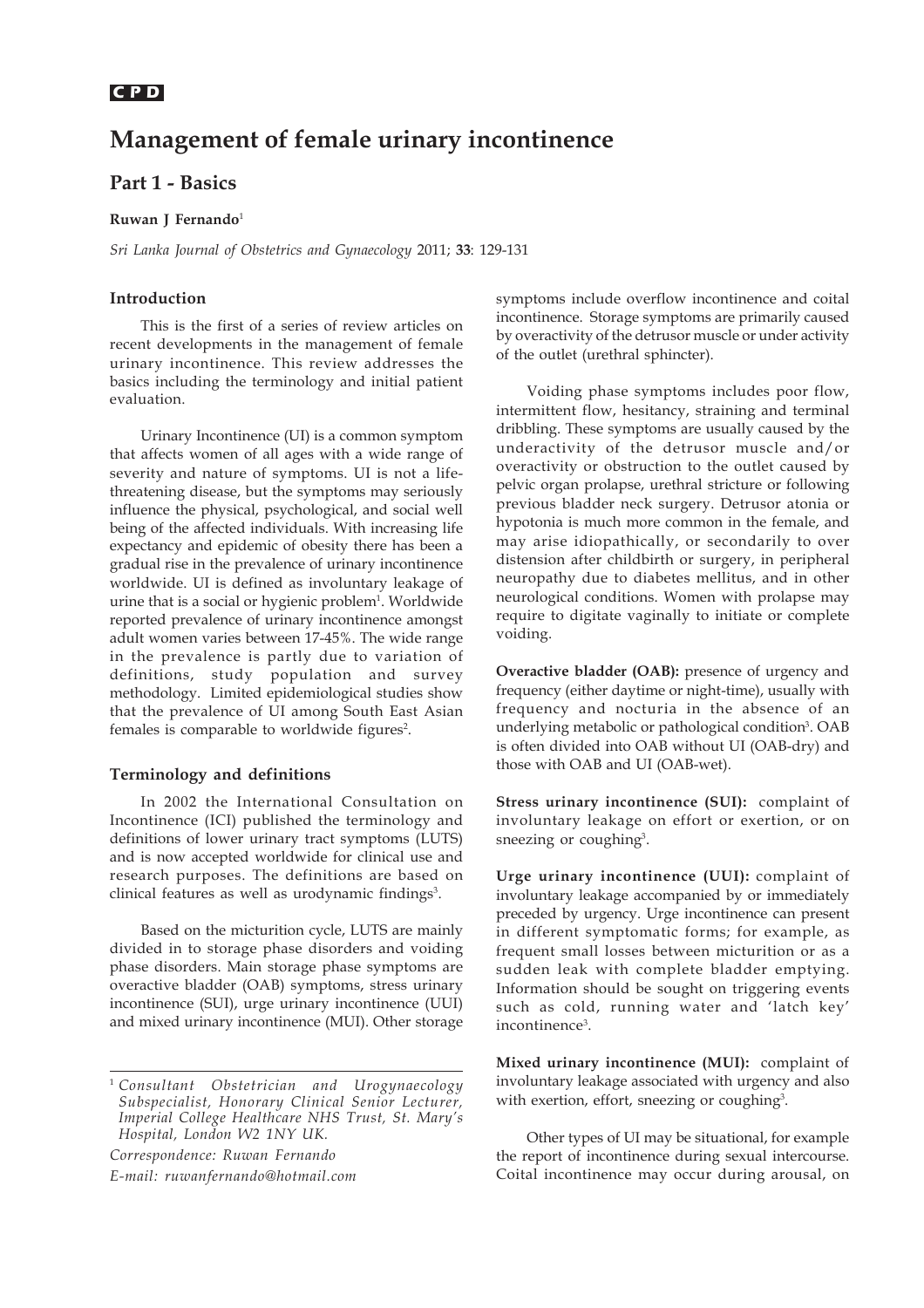**CPD**

# Management of female urinary incontinence

## Part 1 - Basics

**Ruwan J Fernando**[1]

*Sri Lanka Journal of Obstetrics and Gynaecology* 2011; **33**: 129-131

### Introduction

This is the first of a series of review articles on recent developments in the management of female urinary incontinence. This review addresses the basics including the terminology and initial patient evaluation.

Urinary Incontinence (UI) is a common symptom that affects women of all ages with a wide range of severity and nature of symptoms. UI is not a life-threatening disease, but the symptoms may seriously influence the physical, psychological, and social well being of the affected individuals. With increasing life expectancy and epidemic of obesity there has been a gradual rise in the prevalence of urinary incontinence worldwide. UI is defined as involuntary leakage of urine that is a social or hygienic problem[1]. Worldwide reported prevalence of urinary incontinence amongst adult women varies between 17-45%. The wide range in the prevalence is partly due to variation of definitions, study population and survey methodology. Limited epidemiological studies show that the prevalence of UI among South East Asian females is comparable to worldwide figures[2].

### Terminology and definitions

In 2002 the International Consultation on Incontinence (ICI) published the terminology and definitions of lower urinary tract symptoms (LUTS) and is now accepted worldwide for clinical use and research purposes. The definitions are based on clinical features as well as urodynamic findings[3].

Based on the micturition cycle, LUTS are mainly divided in to storage phase disorders and voiding phase disorders. Main storage phase symptoms are overactive bladder (OAB) symptoms, stress urinary incontinence (SUI), urge urinary incontinence (UUI) and mixed urinary incontinence (MUI). Other storage symptoms include overflow incontinence and coital incontinence. Storage symptoms are primarily caused by overactivity of the detrusor muscle or under activity of the outlet (urethral sphincter).

Voiding phase symptoms includes poor flow, intermittent flow, hesitancy, straining and terminal dribbling. These symptoms are usually caused by the underactivity of the detrusor muscle and/or overactivity or obstruction to the outlet caused by pelvic organ prolapse, urethral stricture or following previous bladder neck surgery. Detrusor atonia or hypotonia is much more common in the female, and may arise idiopathically, or secondarily to over distension after childbirth or surgery, in peripheral neuropathy due to diabetes mellitus, and in other neurological conditions. Women with prolapse may require to digitate vaginally to initiate or complete voiding.

**Overactive bladder (OAB):** presence of urgency and frequency (either daytime or night-time), usually with frequency and nocturia in the absence of an underlying metabolic or pathological condition[3]. OAB is often divided into OAB without UI (OAB-dry) and those with OAB and UI (OAB-wet).

**Stress urinary incontinence (SUI):** complaint of involuntary leakage on effort or exertion, or on sneezing or coughing[3].

**Urge urinary incontinence (UUI):** complaint of involuntary leakage accompanied by or immediately preceded by urgency. Urge incontinence can present in different symptomatic forms; for example, as frequent small losses between micturition or as a sudden leak with complete bladder emptying. Information should be sought on triggering events such as cold, running water and 'latch key' incontinence[3].

**Mixed urinary incontinence (MUI):** complaint of involuntary leakage associated with urgency and also with exertion, effort, sneezing or coughing[3].

Other types of UI may be situational, for example the report of incontinence during sexual intercourse. Coital incontinence may occur during arousal, on

---

[1] *Consultant Obstetrician and Urogynaecology Subspecialist, Honorary Clinical Senior Lecturer, Imperial College Healthcare NHS Trust, St. Mary's Hospital, London W2 1NY UK.*

*Correspondence: Ruwan Fernando*

*E-mail: ruwanfernando@hotmail.com*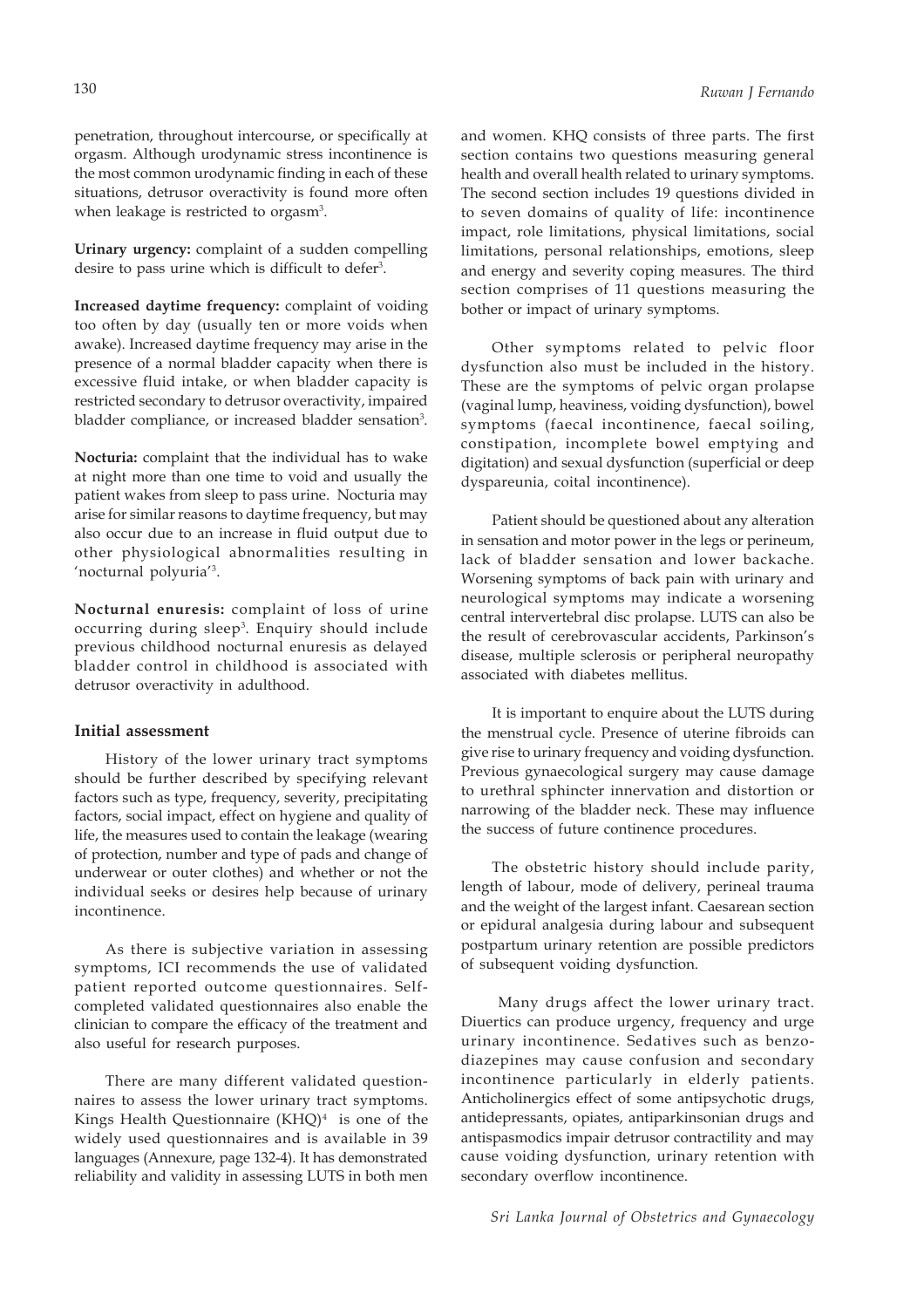penetration, throughout intercourse, or specifically at orgasm. Although urodynamic stress incontinence is the most common urodynamic finding in each of these situations, detrusor overactivity is found more often when leakage is restricted to orgasm[3].

**Urinary urgency:** complaint of a sudden compelling desire to pass urine which is difficult to defer[3].

**Increased daytime frequency:** complaint of voiding too often by day (usually ten or more voids when awake). Increased daytime frequency may arise in the presence of a normal bladder capacity when there is excessive fluid intake, or when bladder capacity is restricted secondary to detrusor overactivity, impaired bladder compliance, or increased bladder sensation[3].

**Nocturia:** complaint that the individual has to wake at night more than one time to void and usually the patient wakes from sleep to pass urine. Nocturia may arise for similar reasons to daytime frequency, but may also occur due to an increase in fluid output due to other physiological abnormalities resulting in 'nocturnal polyuria'[3].

**Nocturnal enuresis:** complaint of loss of urine occurring during sleep[3]. Enquiry should include previous childhood nocturnal enuresis as delayed bladder control in childhood is associated with detrusor overactivity in adulthood.

### Initial assessment

History of the lower urinary tract symptoms should be further described by specifying relevant factors such as type, frequency, severity, precipitating factors, social impact, effect on hygiene and quality of life, the measures used to contain the leakage (wearing of protection, number and type of pads and change of underwear or outer clothes) and whether or not the individual seeks or desires help because of urinary incontinence.

As there is subjective variation in assessing symptoms, ICI recommends the use of validated patient reported outcome questionnaires. Self-completed validated questionnaires also enable the clinician to compare the efficacy of the treatment and also useful for research purposes.

There are many different validated questionnaires to assess the lower urinary tract symptoms. Kings Health Questionnaire (KHQ)[4] is one of the widely used questionnaires and is available in 39 languages (Annexure, page 132-4). It has demonstrated reliability and validity in assessing LUTS in both men and women. KHQ consists of three parts. The first section contains two questions measuring general health and overall health related to urinary symptoms. The second section includes 19 questions divided in to seven domains of quality of life: incontinence impact, role limitations, physical limitations, social limitations, personal relationships, emotions, sleep and energy and severity coping measures. The third section comprises of 11 questions measuring the bother or impact of urinary symptoms.

Other symptoms related to pelvic floor dysfunction also must be included in the history. These are the symptoms of pelvic organ prolapse (vaginal lump, heaviness, voiding dysfunction), bowel symptoms (faecal incontinence, faecal soiling, constipation, incomplete bowel emptying and digitation) and sexual dysfunction (superficial or deep dyspareunia, coital incontinence).

Patient should be questioned about any alteration in sensation and motor power in the legs or perineum, lack of bladder sensation and lower backache. Worsening symptoms of back pain with urinary and neurological symptoms may indicate a worsening central intervertebral disc prolapse. LUTS can also be the result of cerebrovascular accidents, Parkinson's disease, multiple sclerosis or peripheral neuropathy associated with diabetes mellitus.

It is important to enquire about the LUTS during the menstrual cycle. Presence of uterine fibroids can give rise to urinary frequency and voiding dysfunction. Previous gynaecological surgery may cause damage to urethral sphincter innervation and distortion or narrowing of the bladder neck. These may influence the success of future continence procedures.

The obstetric history should include parity, length of labour, mode of delivery, perineal trauma and the weight of the largest infant. Caesarean section or epidural analgesia during labour and subsequent postpartum urinary retention are possible predictors of subsequent voiding dysfunction.

Many drugs affect the lower urinary tract. Diuertics can produce urgency, frequency and urge urinary incontinence. Sedatives such as benzodiazepines may cause confusion and secondary incontinence particularly in elderly patients. Anticholinergics effect of some antipsychotic drugs, antidepressants, opiates, antiparkinsonian drugs and antispasmodics impair detrusor contractility and may cause voiding dysfunction, urinary retention with secondary overflow incontinence.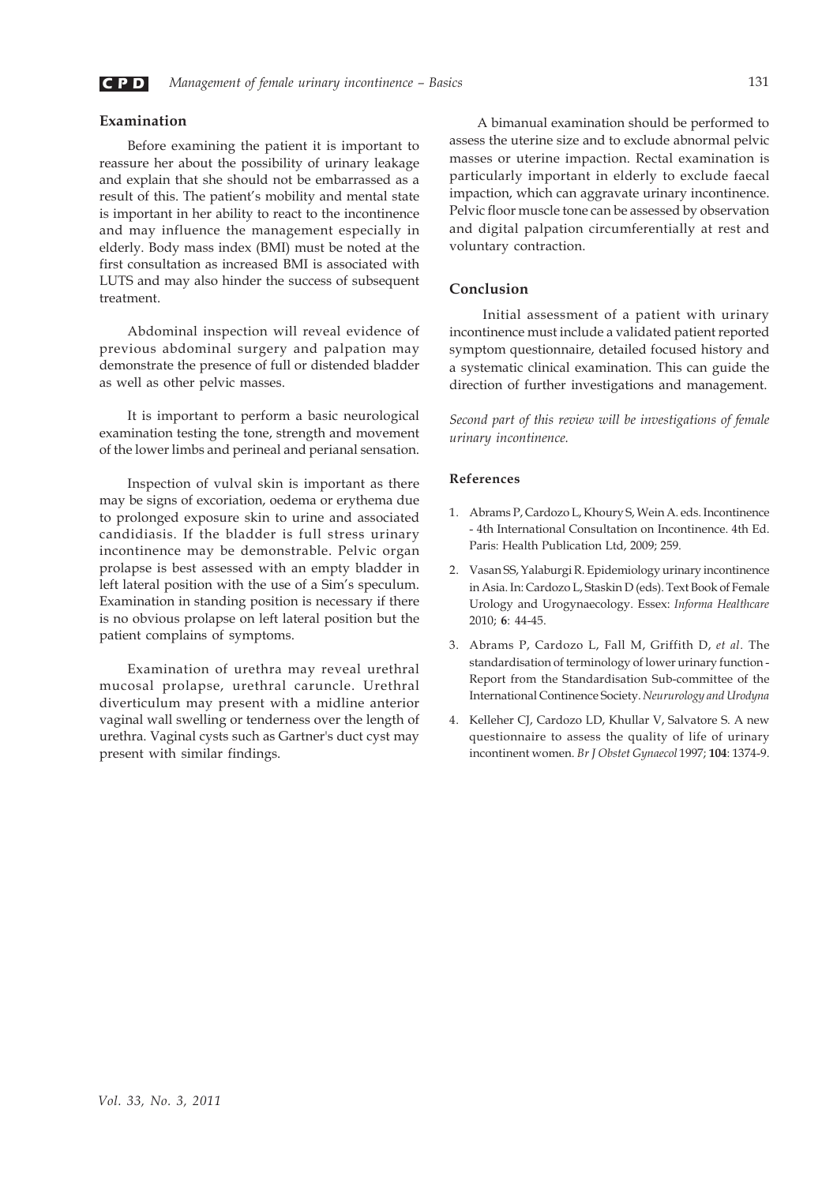## Examination

Before examining the patient it is important to reassure her about the possibility of urinary leakage and explain that she should not be embarrassed as a result of this. The patient's mobility and mental state is important in her ability to react to the incontinence and may influence the management especially in elderly. Body mass index (BMI) must be noted at the first consultation as increased BMI is associated with LUTS and may also hinder the success of subsequent treatment.

Abdominal inspection will reveal evidence of previous abdominal surgery and palpation may demonstrate the presence of full or distended bladder as well as other pelvic masses.

It is important to perform a basic neurological examination testing the tone, strength and movement of the lower limbs and perineal and perianal sensation.

Inspection of vulval skin is important as there may be signs of excoriation, oedema or erythema due to prolonged exposure skin to urine and associated candidiasis. If the bladder is full stress urinary incontinence may be demonstrable. Pelvic organ prolapse is best assessed with an empty bladder in left lateral position with the use of a Sim's speculum. Examination in standing position is necessary if there is no obvious prolapse on left lateral position but the patient complains of symptoms.

Examination of urethra may reveal urethral mucosal prolapse, urethral caruncle. Urethral diverticulum may present with a midline anterior vaginal wall swelling or tenderness over the length of urethra. Vaginal cysts such as Gartner's duct cyst may present with similar findings.

A bimanual examination should be performed to assess the uterine size and to exclude abnormal pelvic masses or uterine impaction. Rectal examination is particularly important in elderly to exclude faecal impaction, which can aggravate urinary incontinence. Pelvic floor muscle tone can be assessed by observation and digital palpation circumferentially at rest and voluntary contraction.

## Conclusion

Initial assessment of a patient with urinary incontinence must include a validated patient reported symptom questionnaire, detailed focused history and a systematic clinical examination. This can guide the direction of further investigations and management.

*Second part of this review will be investigations of female urinary incontinence.*

### References

1. Abrams P, Cardozo L, Khoury S, Wein A. eds. Incontinence - 4th International Consultation on Incontinence. 4th Ed. Paris: Health Publication Ltd, 2009; 259.
2. Vasan SS, Yalaburgi R. Epidemiology urinary incontinence in Asia. In: Cardozo L, Staskin D (eds). Text Book of Female Urology and Urogynaecology. Essex: *Informa Healthcare* 2010; **6**: 44-45.
3. Abrams P, Cardozo L, Fall M, Griffith D, *et al*. The standardisation of terminology of lower urinary function - Report from the Standardisation Sub-committee of the International Continence Society. *Neururology and Urodyna*
4. Kelleher CJ, Cardozo LD, Khullar V, Salvatore S. A new questionnaire to assess the quality of life of urinary incontinent women. *Br J Obstet Gynaecol* 1997; **104**: 1374-9.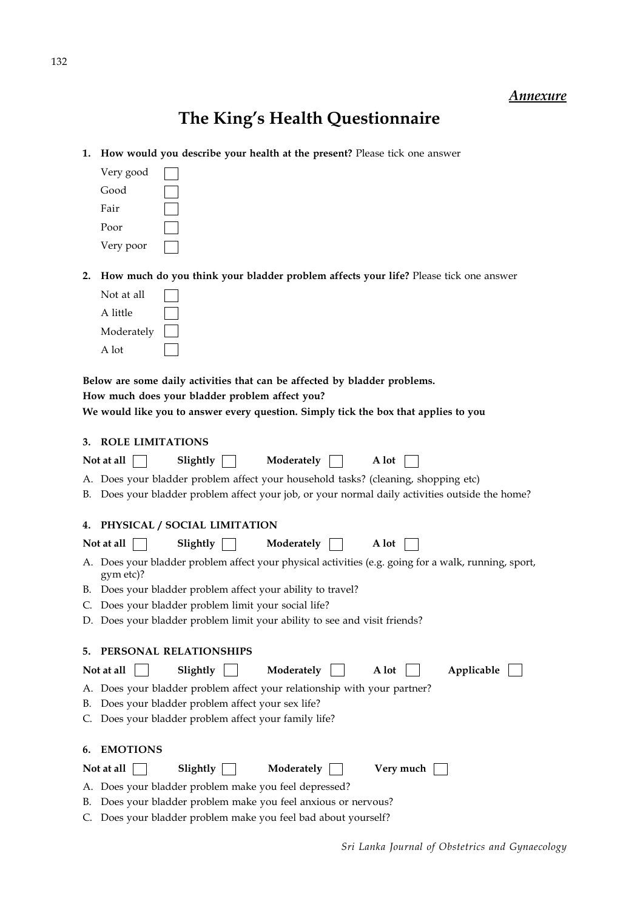*Annexure*

# The King's Health Questionnaire

**1. How would you describe your health at the present?** Please tick one answer

- Very good ☐
- Good ☐
- Fair ☐
- Poor ☐
- Very poor ☐

**2. How much do you think your bladder problem affects your life?** Please tick one answer

- Not at all ☐
- A little ☐
- Moderately ☐
- A lot ☐

**Below are some daily activities that can be affected by bladder problems.**
**How much does your bladder problem affect you?**
**We would like you to answer every question. Simply tick the box that applies to you**

**3. ROLE LIMITATIONS**

**Not at all** ☐ **Slightly** ☐ **Moderately** ☐ **A lot** ☐

A. Does your bladder problem affect your household tasks? (cleaning, shopping etc)
B. Does your bladder problem affect your job, or your normal daily activities outside the home?

**4. PHYSICAL / SOCIAL LIMITATION**

**Not at all** ☐ **Slightly** ☐ **Moderately** ☐ **A lot** ☐

A. Does your bladder problem affect your physical activities (e.g. going for a walk, running, sport, gym etc)?
B. Does your bladder problem affect your ability to travel?
C. Does your bladder problem limit your social life?
D. Does your bladder problem limit your ability to see and visit friends?

**5. PERSONAL RELATIONSHIPS**

**Not at all** ☐ **Slightly** ☐ **Moderately** ☐ **A lot** ☐ **Applicable** ☐

A. Does your bladder problem affect your relationship with your partner?
B. Does your bladder problem affect your sex life?
C. Does your bladder problem affect your family life?

**6. EMOTIONS**

**Not at all** ☐ **Slightly** ☐ **Moderately** ☐ **Very much** ☐

A. Does your bladder problem make you feel depressed?
B. Does your bladder problem make you feel anxious or nervous?
C. Does your bladder problem make you feel bad about yourself?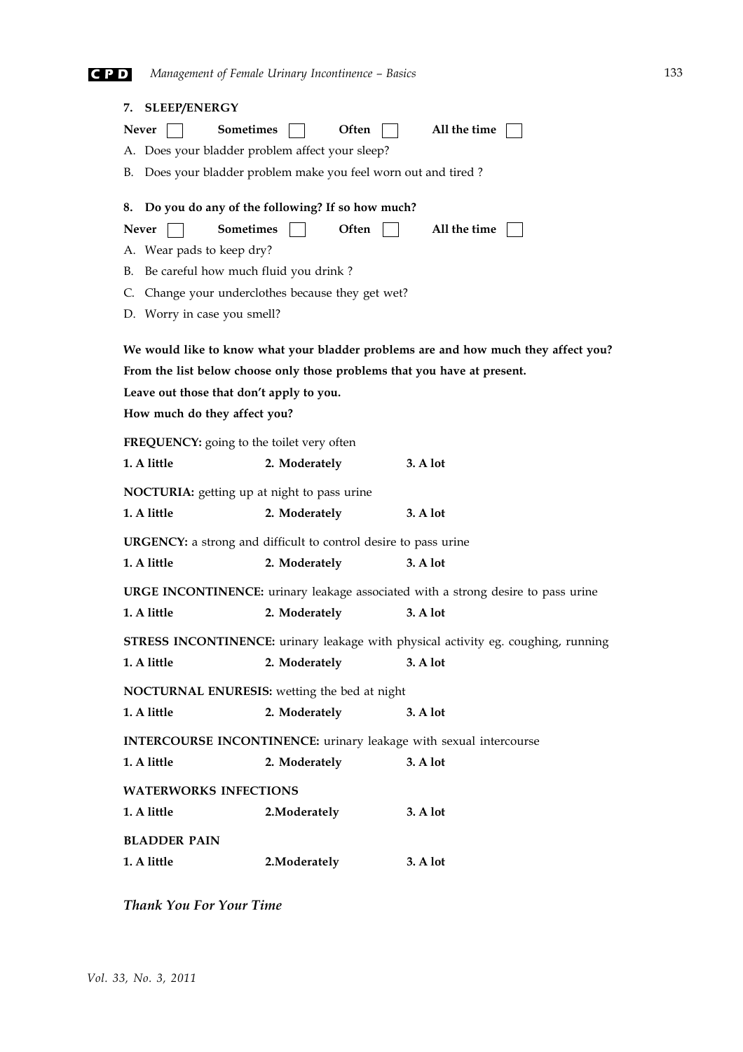**7. SLEEP/ENERGY**

**Never** ☐ **Sometimes** ☐ **Often** ☐ **All the time** ☐

A. Does your bladder problem affect your sleep?

B. Does your bladder problem make you feel worn out and tired ?

**8. Do you do any of the following? If so how much?**

**Never** ☐ **Sometimes** ☐ **Often** ☐ **All the time** ☐

A. Wear pads to keep dry?

B. Be careful how much fluid you drink ?

C. Change your underclothes because they get wet?

D. Worry in case you smell?

**We would like to know what your bladder problems are and how much they affect you?**

**From the list below choose only those problems that you have at present.**

**Leave out those that don't apply to you.**

**How much do they affect you?**

**FREQUENCY:** going to the toilet very often

**1. A little** **2. Moderately** **3. A lot**

**NOCTURIA:** getting up at night to pass urine

**1. A little** **2. Moderately** **3. A lot**

**URGENCY:** a strong and difficult to control desire to pass urine

**1. A little** **2. Moderately** **3. A lot**

**URGE INCONTINENCE:** urinary leakage associated with a strong desire to pass urine

**1. A little** **2. Moderately** **3. A lot**

**STRESS INCONTINENCE:** urinary leakage with physical activity eg. coughing, running

**1. A little** **2. Moderately** **3. A lot**

**NOCTURNAL ENURESIS:** wetting the bed at night

**1. A little** **2. Moderately** **3. A lot**

**INTERCOURSE INCONTINENCE:** urinary leakage with sexual intercourse

**1. A little** **2. Moderately** **3. A lot**

**WATERWORKS INFECTIONS**

**1. A little** **2.Moderately** **3. A lot**

**BLADDER PAIN**

**1. A little** **2.Moderately** **3. A lot**

***Thank You For Your Time***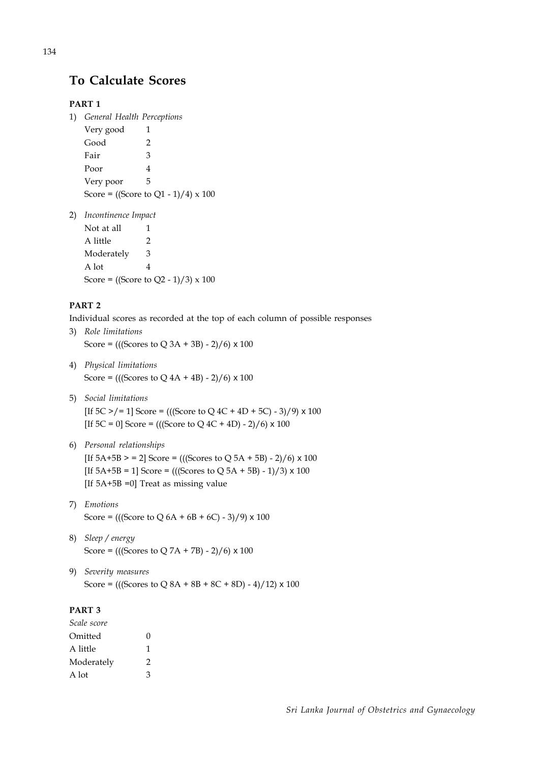## To Calculate Scores

**PART 1**

1) *General Health Perceptions*

| | |
|---|---|
| Very good | 1 |
| Good | 2 |
| Fair | 3 |
| Poor | 4 |
| Very poor | 5 |

Score = ((Score to Q1 - 1)/4) x 100

2) *Incontinence Impact*

| | |
|---|---|
| Not at all | 1 |
| A little | 2 |
| Moderately | 3 |
| A lot | 4 |

Score = ((Score to Q2 - 1)/3) x 100

**PART 2**

Individual scores as recorded at the top of each column of possible responses

3) *Role limitations*
   Score = (((Scores to Q 3A + 3B) - 2)/6) x 100

4) *Physical limitations*
   Score = (((Scores to Q 4A + 4B) - 2)/6) x 100

5) *Social limitations*
   [If 5C >/= 1] Score = (((Score to Q 4C + 4D + 5C) - 3)/9) x 100
   [If 5C = 0] Score = (((Score to Q 4C + 4D) - 2)/6) x 100

6) *Personal relationships*
   [If 5A+5B > = 2] Score = (((Scores to Q 5A + 5B) - 2)/6) x 100
   [If 5A+5B = 1] Score = (((Scores to Q 5A + 5B) - 1)/3) x 100
   [If 5A+5B =0] Treat as missing value

7) *Emotions*
   Score = (((Score to Q 6A + 6B + 6C) - 3)/9) x 100

8) *Sleep / energy*
   Score = (((Scores to Q 7A + 7B) - 2)/6) x 100

9) *Severity measures*
   Score = (((Scores to Q 8A + 8B + 8C + 8D) - 4)/12) x 100

**PART 3**

*Scale score*

| | |
|---|---|
| Omitted | 0 |
| A little | 1 |
| Moderately | 2 |
| A lot | 3 |